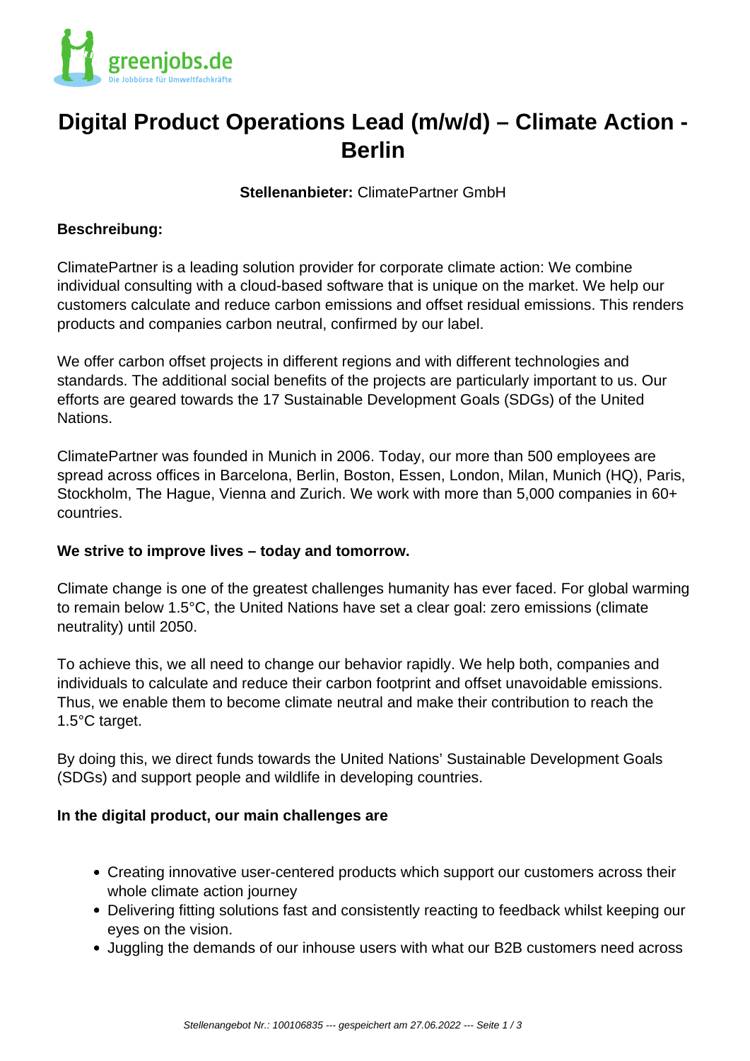# Digital Product Operations Lead (m/w/d) – Climate Action - Berlin

**Stellenanbieter:** ClimatePartner GmbH

**Beschreibung:**

ClimatePartner is a leading solution provider for corporate climate action: We combine individual consulting with a cloud-based software that is unique on the market. We help our customers calculate and reduce carbon emissions and offset residual emissions. This renders products and companies carbon neutral, confirmed by our label.

We offer carbon offset projects in different regions and with different technologies and standards. The additional social benefits of the projects are particularly important to us. Our efforts are geared towards the 17 Sustainable Development Goals (SDGs) of the United Nations.

ClimatePartner was founded in Munich in 2006. Today, our more than 500 employees are spread across offices in Barcelona, Berlin, Boston, Essen, London, Milan, Munich (HQ), Paris, Stockholm, The Hague, Vienna and Zurich. We work with more than 5,000 companies in 60+ countries.

**We strive to improve lives – today and tomorrow.**

Climate change is one of the greatest challenges humanity has ever faced. For global warming to remain below 1.5°C, the United Nations have set a clear goal: zero emissions (climate neutrality) until 2050.

To achieve this, we all need to change our behavior rapidly. We help both, companies and individuals to calculate and reduce their carbon footprint and offset unavoidable emissions. Thus, we enable them to become climate neutral and make their contribution to reach the 1.5°C target.

By doing this, we direct funds towards the United Nations' Sustainable Development Goals (SDGs) and support people and wildlife in developing countries.

**In the digital product, our main challenges are**

- Creating innovative user-centered products which support our customers across their whole climate action journey
- Delivering fitting solutions fast and consistently reacting to feedback whilst keeping our eyes on the vision.
- Juggling the demands of our inhouse users with what our B2B customers need across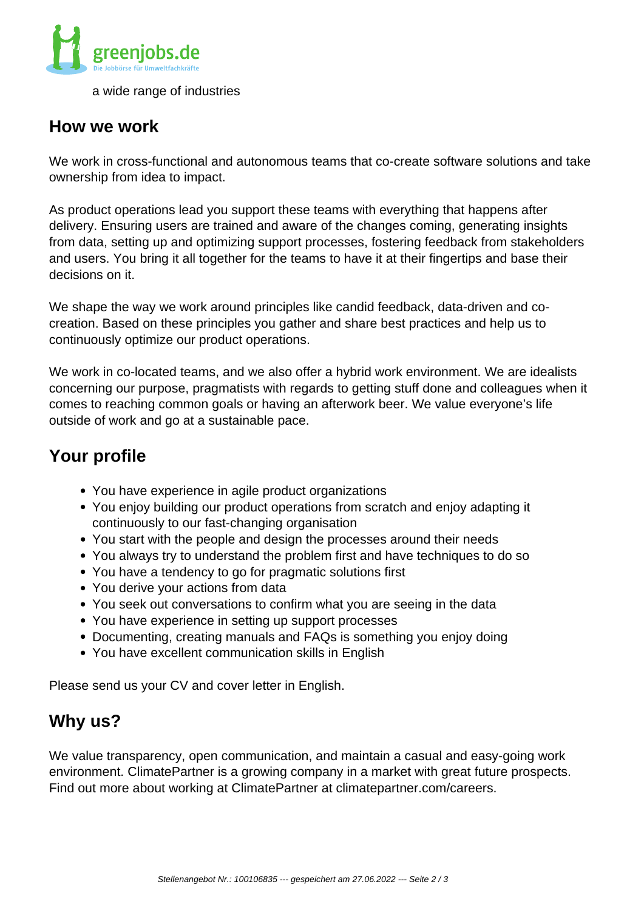a wide range of industries

## How we work

We work in cross-functional and autonomous teams that co-create software solutions and take ownership from idea to impact.

As product operations lead you support these teams with everything that happens after delivery. Ensuring users are trained and aware of the changes coming, generating insights from data, setting up and optimizing support processes, fostering feedback from stakeholders and users. You bring it all together for the teams to have it at their fingertips and base their decisions on it.

We shape the way we work around principles like candid feedback, data-driven and co-creation. Based on these principles you gather and share best practices and help us to continuously optimize our product operations.

We work in co-located teams, and we also offer a hybrid work environment. We are idealists concerning our purpose, pragmatists with regards to getting stuff done and colleagues when it comes to reaching common goals or having an afterwork beer. We value everyone's life outside of work and go at a sustainable pace.

## Your profile

- You have experience in agile product organizations
- You enjoy building our product operations from scratch and enjoy adapting it continuously to our fast-changing organisation
- You start with the people and design the processes around their needs
- You always try to understand the problem first and have techniques to do so
- You have a tendency to go for pragmatic solutions first
- You derive your actions from data
- You seek out conversations to confirm what you are seeing in the data
- You have experience in setting up support processes
- Documenting, creating manuals and FAQs is something you enjoy doing
- You have excellent communication skills in English

Please send us your CV and cover letter in English.

## Why us?

We value transparency, open communication, and maintain a casual and easy-going work environment. ClimatePartner is a growing company in a market with great future prospects. Find out more about working at ClimatePartner at climatepartner.com/careers.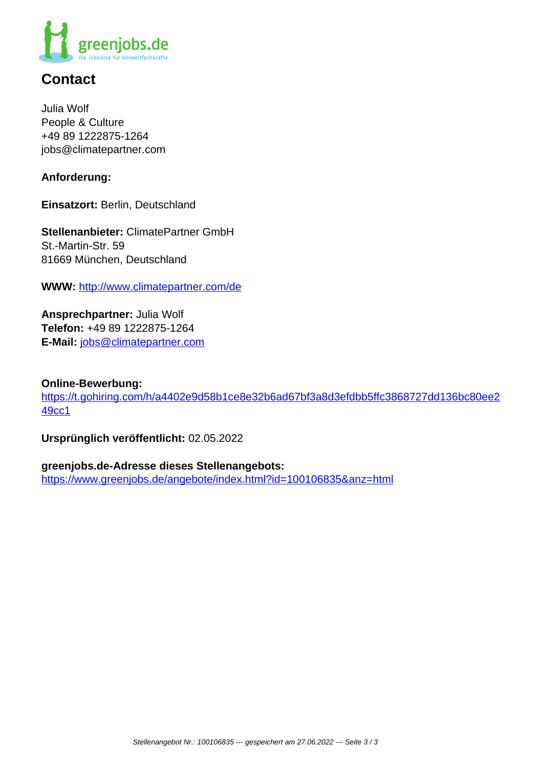## Contact

Julia Wolf
People & Culture
+49 89 1222875-1264
jobs@climatepartner.com

**Anforderung:**

**Einsatzort:** Berlin, Deutschland

**Stellenanbieter:** ClimatePartner GmbH
St.-Martin-Str. 59
81669 München, Deutschland

**WWW:** http://www.climatepartner.com/de

**Ansprechpartner:** Julia Wolf
**Telefon:** +49 89 1222875-1264
**E-Mail:** jobs@climatepartner.com

**Online-Bewerbung:**
https://t.gohiring.com/h/a4402e9d58b1ce8e32b6ad67bf3a8d3efdbb5ffc3868727dd136bc80ee249cc1

**Ursprünglich veröffentlicht:** 02.05.2022

**greenjobs.de-Adresse dieses Stellenangebots:**
https://www.greenjobs.de/angebote/index.html?id=100106835&anz=html